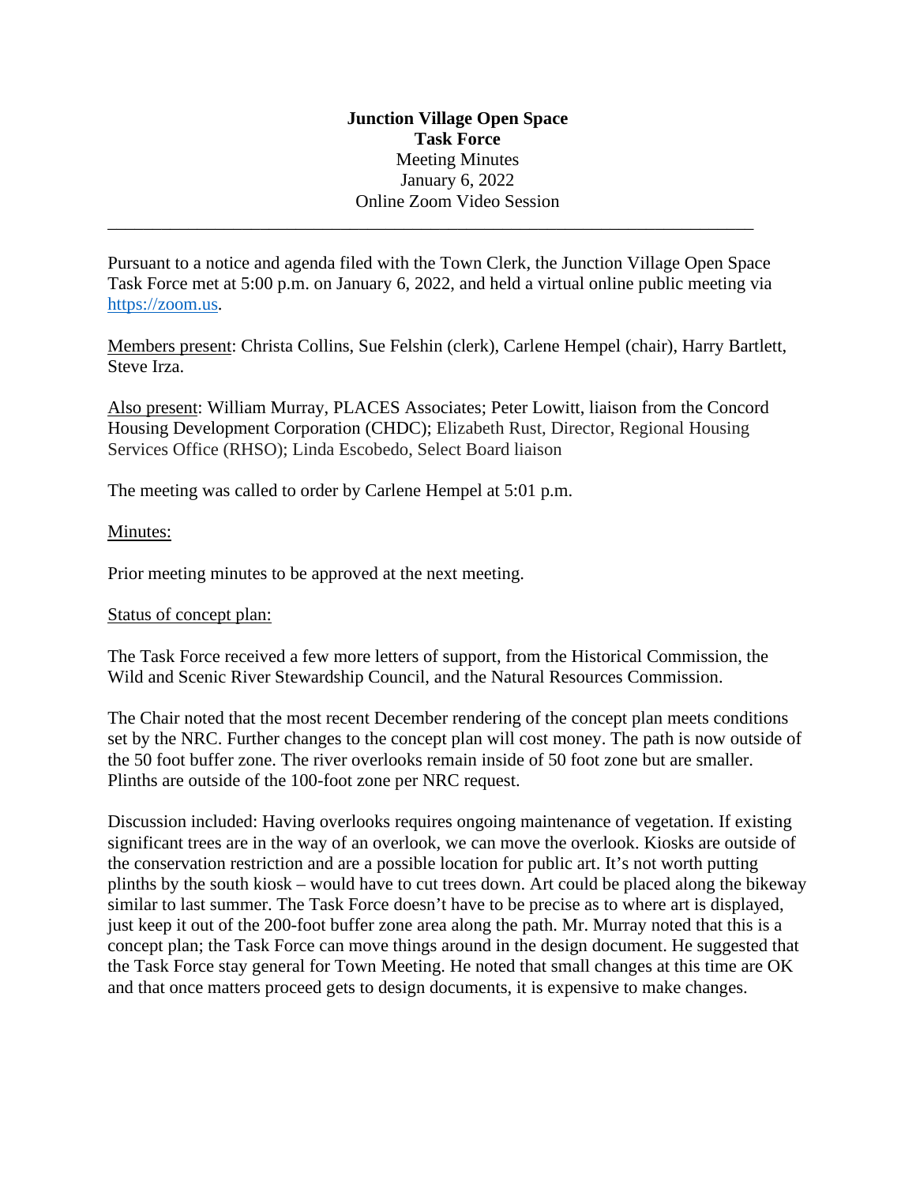**Junction Village Open Space**
**Task Force**
Meeting Minutes
January 6, 2022
Online Zoom Video Session

---

Pursuant to a notice and agenda filed with the Town Clerk, the Junction Village Open Space Task Force met at 5:00 p.m. on January 6, 2022, and held a virtual online public meeting via https://zoom.us.

Members present: Christa Collins, Sue Felshin (clerk), Carlene Hempel (chair), Harry Bartlett, Steve Irza.

Also present: William Murray, PLACES Associates; Peter Lowitt, liaison from the Concord Housing Development Corporation (CHDC); Elizabeth Rust, Director, Regional Housing Services Office (RHSO); Linda Escobedo, Select Board liaison

The meeting was called to order by Carlene Hempel at 5:01 p.m.

Minutes:

Prior meeting minutes to be approved at the next meeting.

Status of concept plan:

The Task Force received a few more letters of support, from the Historical Commission, the Wild and Scenic River Stewardship Council, and the Natural Resources Commission.

The Chair noted that the most recent December rendering of the concept plan meets conditions set by the NRC. Further changes to the concept plan will cost money. The path is now outside of the 50 foot buffer zone. The river overlooks remain inside of 50 foot zone but are smaller. Plinths are outside of the 100-foot zone per NRC request.

Discussion included: Having overlooks requires ongoing maintenance of vegetation. If existing significant trees are in the way of an overlook, we can move the overlook. Kiosks are outside of the conservation restriction and are a possible location for public art. It's not worth putting plinths by the south kiosk – would have to cut trees down. Art could be placed along the bikeway similar to last summer. The Task Force doesn't have to be precise as to where art is displayed, just keep it out of the 200-foot buffer zone area along the path. Mr. Murray noted that this is a concept plan; the Task Force can move things around in the design document. He suggested that the Task Force stay general for Town Meeting. He noted that small changes at this time are OK and that once matters proceed gets to design documents, it is expensive to make changes.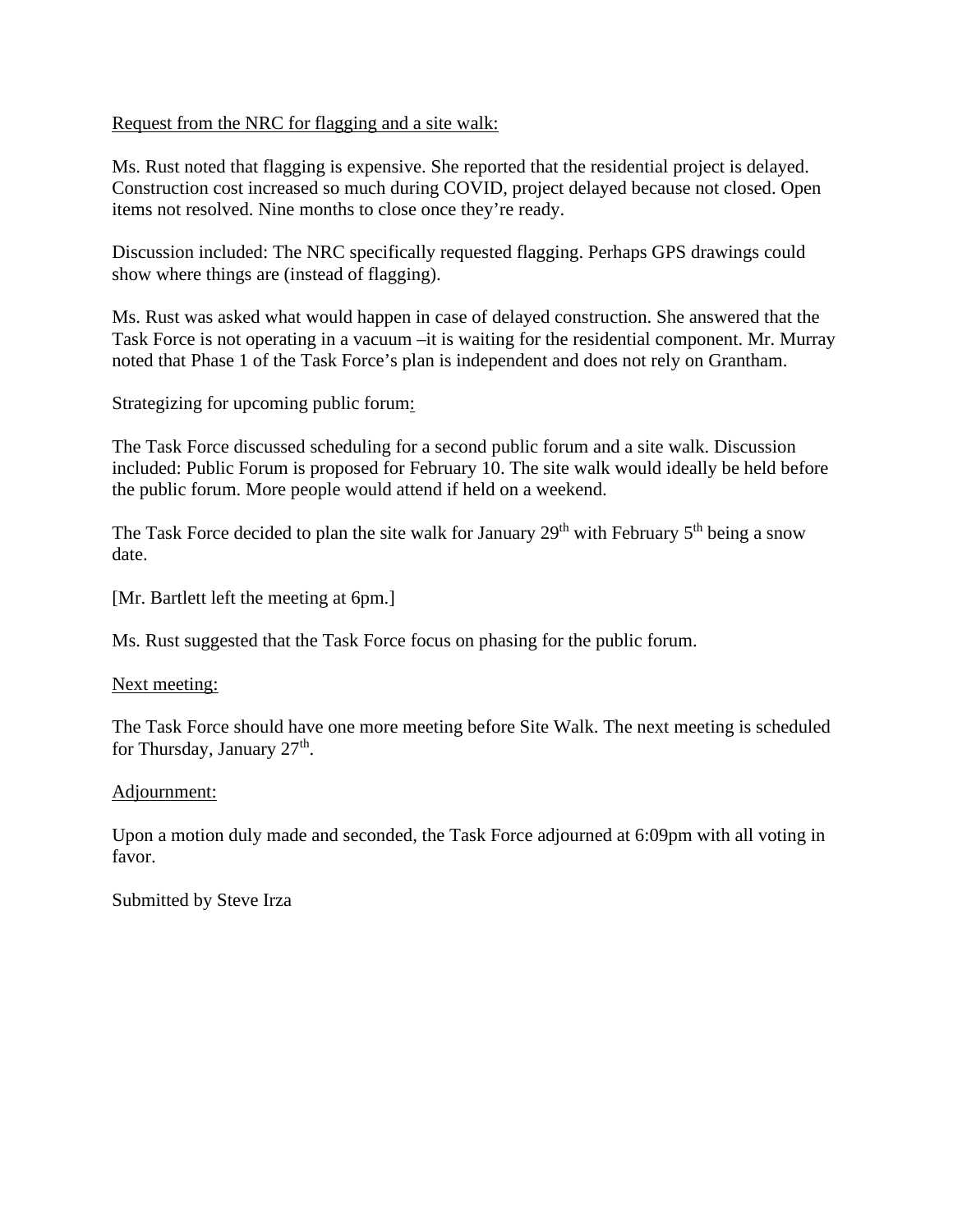Request from the NRC for flagging and a site walk:

Ms. Rust noted that flagging is expensive. She reported that the residential project is delayed. Construction cost increased so much during COVID, project delayed because not closed. Open items not resolved. Nine months to close once they're ready.

Discussion included: The NRC specifically requested flagging. Perhaps GPS drawings could show where things are (instead of flagging).

Ms. Rust was asked what would happen in case of delayed construction. She answered that the Task Force is not operating in a vacuum –it is waiting for the residential component. Mr. Murray noted that Phase 1 of the Task Force's plan is independent and does not rely on Grantham.

Strategizing for upcoming public forum:

The Task Force discussed scheduling for a second public forum and a site walk. Discussion included: Public Forum is proposed for February 10. The site walk would ideally be held before the public forum. More people would attend if held on a weekend.

The Task Force decided to plan the site walk for January 29th with February 5th being a snow date.

[Mr. Bartlett left the meeting at 6pm.]

Ms. Rust suggested that the Task Force focus on phasing for the public forum.

Next meeting:

The Task Force should have one more meeting before Site Walk. The next meeting is scheduled for Thursday, January 27th.

Adjournment:

Upon a motion duly made and seconded, the Task Force adjourned at 6:09pm with all voting in favor.

Submitted by Steve Irza